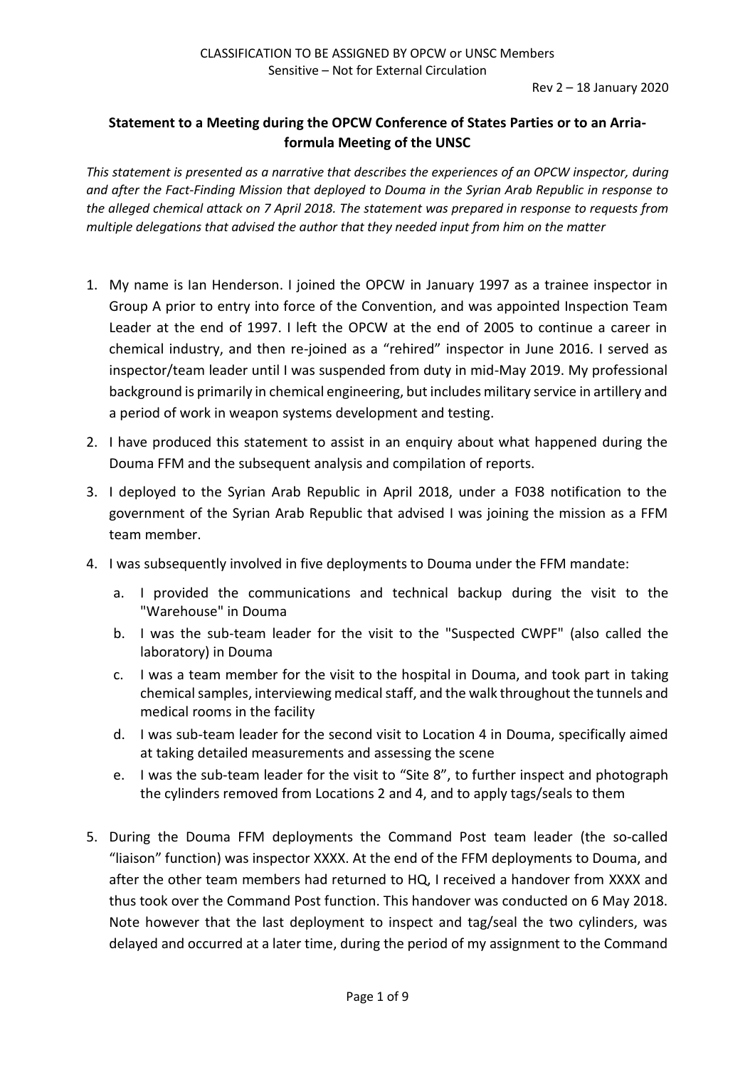CLASSIFICATION TO BE ASSIGNED BY OPCW or UNSC Members
Sensitive – Not for External Circulation

Rev 2 – 18 January 2020

## Statement to a Meeting during the OPCW Conference of States Parties or to an Arria-formula Meeting of the UNSC

*This statement is presented as a narrative that describes the experiences of an OPCW inspector, during and after the Fact-Finding Mission that deployed to Douma in the Syrian Arab Republic in response to the alleged chemical attack on 7 April 2018. The statement was prepared in response to requests from multiple delegations that advised the author that they needed input from him on the matter*

1. My name is Ian Henderson. I joined the OPCW in January 1997 as a trainee inspector in Group A prior to entry into force of the Convention, and was appointed Inspection Team Leader at the end of 1997. I left the OPCW at the end of 2005 to continue a career in chemical industry, and then re-joined as a "rehired" inspector in June 2016. I served as inspector/team leader until I was suspended from duty in mid-May 2019. My professional background is primarily in chemical engineering, but includes military service in artillery and a period of work in weapon systems development and testing.
2. I have produced this statement to assist in an enquiry about what happened during the Douma FFM and the subsequent analysis and compilation of reports.
3. I deployed to the Syrian Arab Republic in April 2018, under a F038 notification to the government of the Syrian Arab Republic that advised I was joining the mission as a FFM team member.
4. I was subsequently involved in five deployments to Douma under the FFM mandate:
   a. I provided the communications and technical backup during the visit to the "Warehouse" in Douma
   b. I was the sub-team leader for the visit to the "Suspected CWPF" (also called the laboratory) in Douma
   c. I was a team member for the visit to the hospital in Douma, and took part in taking chemical samples, interviewing medical staff, and the walk throughout the tunnels and medical rooms in the facility
   d. I was sub-team leader for the second visit to Location 4 in Douma, specifically aimed at taking detailed measurements and assessing the scene
   e. I was the sub-team leader for the visit to "Site 8", to further inspect and photograph the cylinders removed from Locations 2 and 4, and to apply tags/seals to them
5. During the Douma FFM deployments the Command Post team leader (the so-called "liaison" function) was inspector XXXX. At the end of the FFM deployments to Douma, and after the other team members had returned to HQ, I received a handover from XXXX and thus took over the Command Post function. This handover was conducted on 6 May 2018. Note however that the last deployment to inspect and tag/seal the two cylinders, was delayed and occurred at a later time, during the period of my assignment to the Command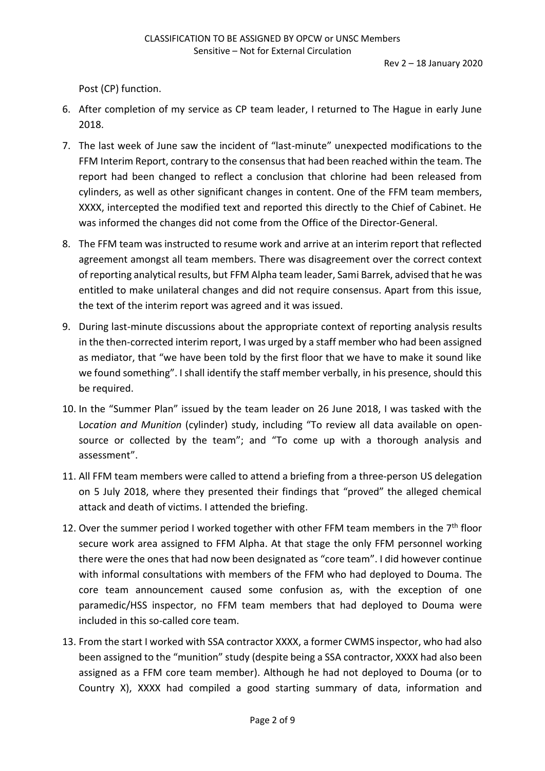Post (CP) function.

6. After completion of my service as CP team leader, I returned to The Hague in early June 2018.
7. The last week of June saw the incident of "last-minute" unexpected modifications to the FFM Interim Report, contrary to the consensus that had been reached within the team. The report had been changed to reflect a conclusion that chlorine had been released from cylinders, as well as other significant changes in content. One of the FFM team members, XXXX, intercepted the modified text and reported this directly to the Chief of Cabinet. He was informed the changes did not come from the Office of the Director-General.
8. The FFM team was instructed to resume work and arrive at an interim report that reflected agreement amongst all team members. There was disagreement over the correct context of reporting analytical results, but FFM Alpha team leader, Sami Barrek, advised that he was entitled to make unilateral changes and did not require consensus. Apart from this issue, the text of the interim report was agreed and it was issued.
9. During last-minute discussions about the appropriate context of reporting analysis results in the then-corrected interim report, I was urged by a staff member who had been assigned as mediator, that "we have been told by the first floor that we have to make it sound like we found something". I shall identify the staff member verbally, in his presence, should this be required.
10. In the "Summer Plan" issued by the team leader on 26 June 2018, I was tasked with the L*ocation and Munition* (cylinder) study, including "To review all data available on open-source or collected by the team"; and "To come up with a thorough analysis and assessment".
11. All FFM team members were called to attend a briefing from a three-person US delegation on 5 July 2018, where they presented their findings that "proved" the alleged chemical attack and death of victims. I attended the briefing.
12. Over the summer period I worked together with other FFM team members in the 7th floor secure work area assigned to FFM Alpha. At that stage the only FFM personnel working there were the ones that had now been designated as "core team". I did however continue with informal consultations with members of the FFM who had deployed to Douma. The core team announcement caused some confusion as, with the exception of one paramedic/HSS inspector, no FFM team members that had deployed to Douma were included in this so-called core team.
13. From the start I worked with SSA contractor XXXX, a former CWMS inspector, who had also been assigned to the "munition" study (despite being a SSA contractor, XXXX had also been assigned as a FFM core team member). Although he had not deployed to Douma (or to Country X), XXXX had compiled a good starting summary of data, information and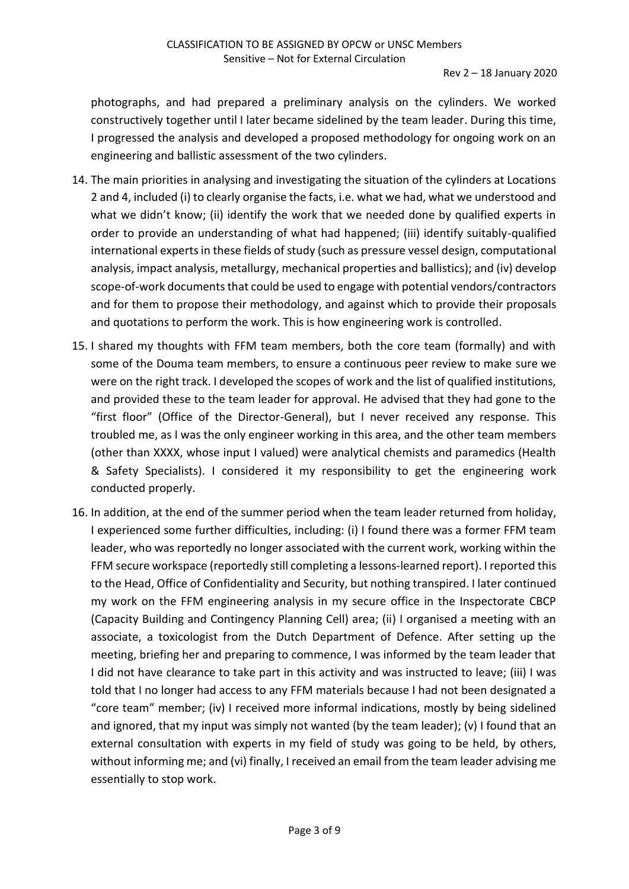photographs, and had prepared a preliminary analysis on the cylinders. We worked constructively together until I later became sidelined by the team leader. During this time, I progressed the analysis and developed a proposed methodology for ongoing work on an engineering and ballistic assessment of the two cylinders.

14. The main priorities in analysing and investigating the situation of the cylinders at Locations 2 and 4, included (i) to clearly organise the facts, i.e. what we had, what we understood and what we didn't know; (ii) identify the work that we needed done by qualified experts in order to provide an understanding of what had happened; (iii) identify suitably-qualified international experts in these fields of study (such as pressure vessel design, computational analysis, impact analysis, metallurgy, mechanical properties and ballistics); and (iv) develop scope-of-work documents that could be used to engage with potential vendors/contractors and for them to propose their methodology, and against which to provide their proposals and quotations to perform the work. This is how engineering work is controlled.

15. I shared my thoughts with FFM team members, both the core team (formally) and with some of the Douma team members, to ensure a continuous peer review to make sure we were on the right track. I developed the scopes of work and the list of qualified institutions, and provided these to the team leader for approval. He advised that they had gone to the "first floor" (Office of the Director-General), but I never received any response. This troubled me, as I was the only engineer working in this area, and the other team members (other than XXXX, whose input I valued) were analytical chemists and paramedics (Health & Safety Specialists). I considered it my responsibility to get the engineering work conducted properly.

16. In addition, at the end of the summer period when the team leader returned from holiday, I experienced some further difficulties, including: (i) I found there was a former FFM team leader, who was reportedly no longer associated with the current work, working within the FFM secure workspace (reportedly still completing a lessons-learned report). I reported this to the Head, Office of Confidentiality and Security, but nothing transpired. I later continued my work on the FFM engineering analysis in my secure office in the Inspectorate CBCP (Capacity Building and Contingency Planning Cell) area; (ii) I organised a meeting with an associate, a toxicologist from the Dutch Department of Defence. After setting up the meeting, briefing her and preparing to commence, I was informed by the team leader that I did not have clearance to take part in this activity and was instructed to leave; (iii) I was told that I no longer had access to any FFM materials because I had not been designated a "core team" member; (iv) I received more informal indications, mostly by being sidelined and ignored, that my input was simply not wanted (by the team leader); (v) I found that an external consultation with experts in my field of study was going to be held, by others, without informing me; and (vi) finally, I received an email from the team leader advising me essentially to stop work.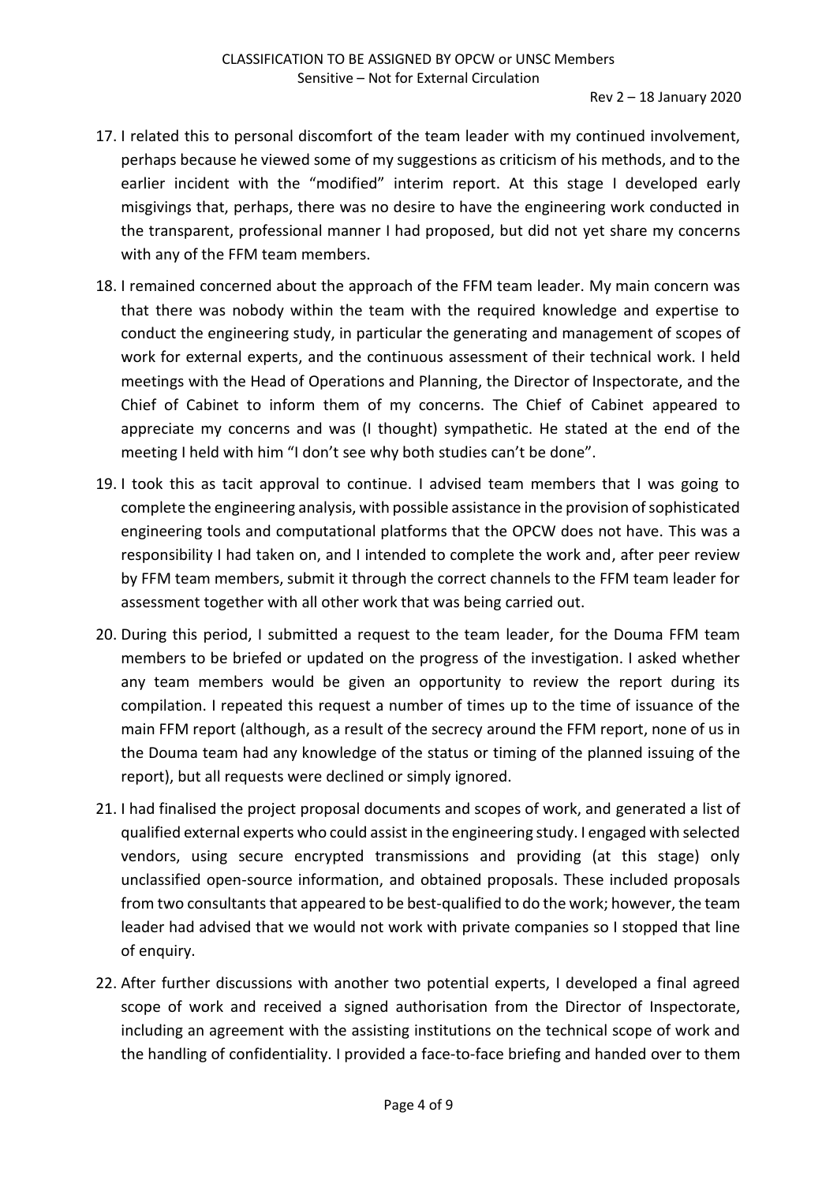17. I related this to personal discomfort of the team leader with my continued involvement, perhaps because he viewed some of my suggestions as criticism of his methods, and to the earlier incident with the "modified" interim report. At this stage I developed early misgivings that, perhaps, there was no desire to have the engineering work conducted in the transparent, professional manner I had proposed, but did not yet share my concerns with any of the FFM team members.

18. I remained concerned about the approach of the FFM team leader. My main concern was that there was nobody within the team with the required knowledge and expertise to conduct the engineering study, in particular the generating and management of scopes of work for external experts, and the continuous assessment of their technical work. I held meetings with the Head of Operations and Planning, the Director of Inspectorate, and the Chief of Cabinet to inform them of my concerns. The Chief of Cabinet appeared to appreciate my concerns and was (I thought) sympathetic. He stated at the end of the meeting I held with him "I don't see why both studies can't be done".

19. I took this as tacit approval to continue. I advised team members that I was going to complete the engineering analysis, with possible assistance in the provision of sophisticated engineering tools and computational platforms that the OPCW does not have. This was a responsibility I had taken on, and I intended to complete the work and, after peer review by FFM team members, submit it through the correct channels to the FFM team leader for assessment together with all other work that was being carried out.

20. During this period, I submitted a request to the team leader, for the Douma FFM team members to be briefed or updated on the progress of the investigation. I asked whether any team members would be given an opportunity to review the report during its compilation. I repeated this request a number of times up to the time of issuance of the main FFM report (although, as a result of the secrecy around the FFM report, none of us in the Douma team had any knowledge of the status or timing of the planned issuing of the report), but all requests were declined or simply ignored.

21. I had finalised the project proposal documents and scopes of work, and generated a list of qualified external experts who could assist in the engineering study. I engaged with selected vendors, using secure encrypted transmissions and providing (at this stage) only unclassified open-source information, and obtained proposals. These included proposals from two consultants that appeared to be best-qualified to do the work; however, the team leader had advised that we would not work with private companies so I stopped that line of enquiry.

22. After further discussions with another two potential experts, I developed a final agreed scope of work and received a signed authorisation from the Director of Inspectorate, including an agreement with the assisting institutions on the technical scope of work and the handling of confidentiality. I provided a face-to-face briefing and handed over to them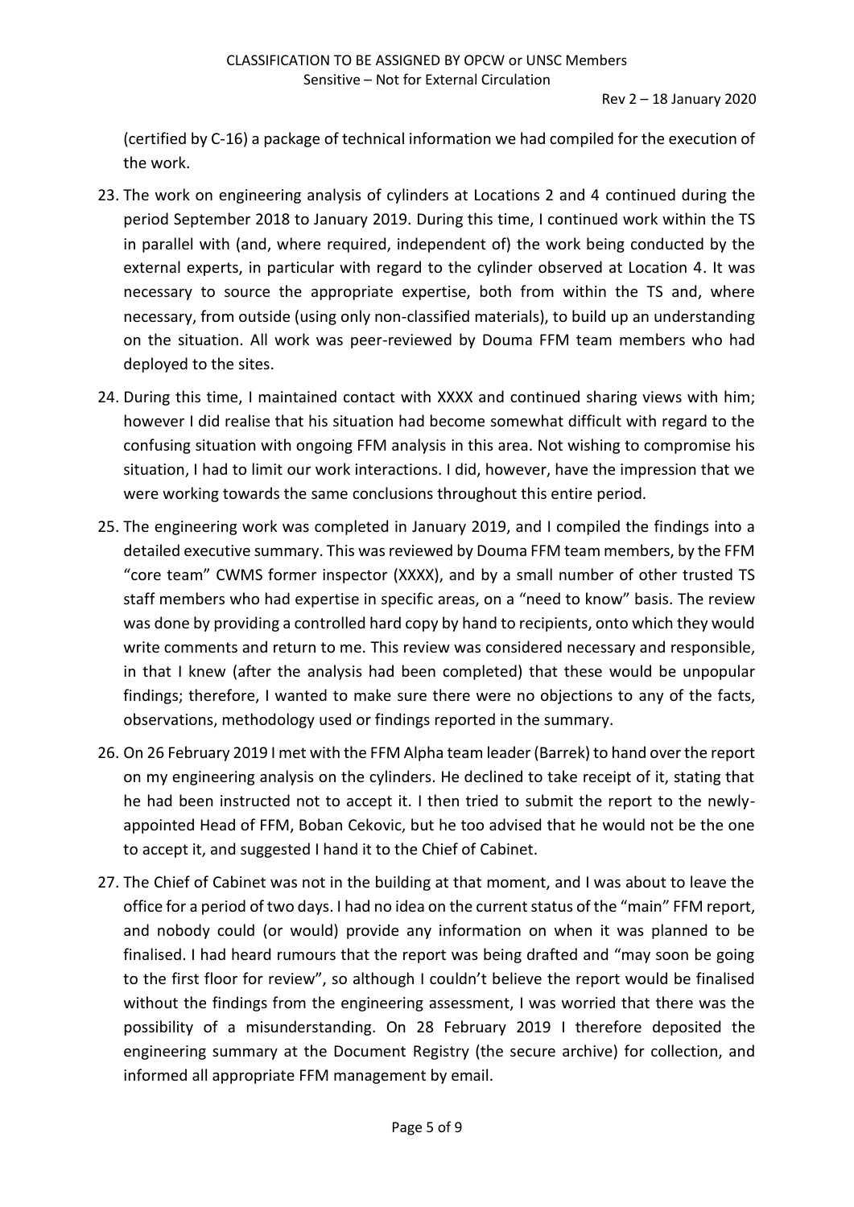(certified by C-16) a package of technical information we had compiled for the execution of the work.

23. The work on engineering analysis of cylinders at Locations 2 and 4 continued during the period September 2018 to January 2019. During this time, I continued work within the TS in parallel with (and, where required, independent of) the work being conducted by the external experts, in particular with regard to the cylinder observed at Location 4. It was necessary to source the appropriate expertise, both from within the TS and, where necessary, from outside (using only non-classified materials), to build up an understanding on the situation. All work was peer-reviewed by Douma FFM team members who had deployed to the sites.

24. During this time, I maintained contact with XXXX and continued sharing views with him; however I did realise that his situation had become somewhat difficult with regard to the confusing situation with ongoing FFM analysis in this area. Not wishing to compromise his situation, I had to limit our work interactions. I did, however, have the impression that we were working towards the same conclusions throughout this entire period.

25. The engineering work was completed in January 2019, and I compiled the findings into a detailed executive summary. This was reviewed by Douma FFM team members, by the FFM "core team" CWMS former inspector (XXXX), and by a small number of other trusted TS staff members who had expertise in specific areas, on a "need to know" basis. The review was done by providing a controlled hard copy by hand to recipients, onto which they would write comments and return to me. This review was considered necessary and responsible, in that I knew (after the analysis had been completed) that these would be unpopular findings; therefore, I wanted to make sure there were no objections to any of the facts, observations, methodology used or findings reported in the summary.

26. On 26 February 2019 I met with the FFM Alpha team leader (Barrek) to hand over the report on my engineering analysis on the cylinders. He declined to take receipt of it, stating that he had been instructed not to accept it. I then tried to submit the report to the newly-appointed Head of FFM, Boban Cekovic, but he too advised that he would not be the one to accept it, and suggested I hand it to the Chief of Cabinet.

27. The Chief of Cabinet was not in the building at that moment, and I was about to leave the office for a period of two days. I had no idea on the current status of the "main" FFM report, and nobody could (or would) provide any information on when it was planned to be finalised. I had heard rumours that the report was being drafted and "may soon be going to the first floor for review", so although I couldn't believe the report would be finalised without the findings from the engineering assessment, I was worried that there was the possibility of a misunderstanding. On 28 February 2019 I therefore deposited the engineering summary at the Document Registry (the secure archive) for collection, and informed all appropriate FFM management by email.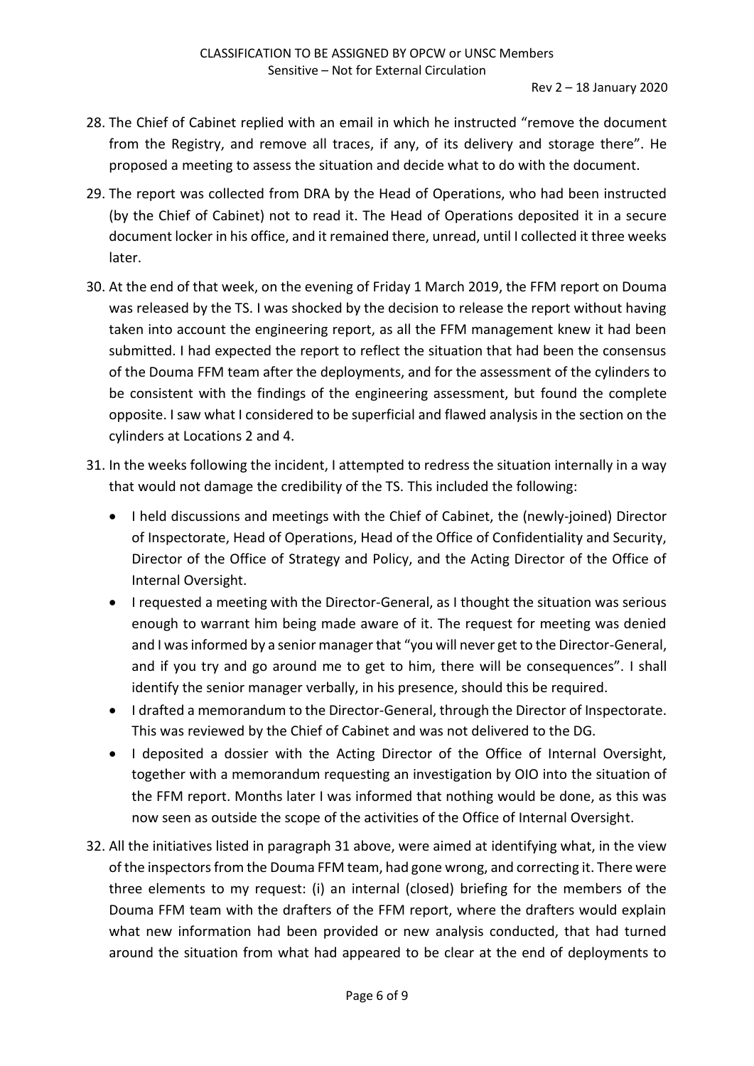28. The Chief of Cabinet replied with an email in which he instructed "remove the document from the Registry, and remove all traces, if any, of its delivery and storage there". He proposed a meeting to assess the situation and decide what to do with the document.

29. The report was collected from DRA by the Head of Operations, who had been instructed (by the Chief of Cabinet) not to read it. The Head of Operations deposited it in a secure document locker in his office, and it remained there, unread, until I collected it three weeks later.

30. At the end of that week, on the evening of Friday 1 March 2019, the FFM report on Douma was released by the TS. I was shocked by the decision to release the report without having taken into account the engineering report, as all the FFM management knew it had been submitted. I had expected the report to reflect the situation that had been the consensus of the Douma FFM team after the deployments, and for the assessment of the cylinders to be consistent with the findings of the engineering assessment, but found the complete opposite. I saw what I considered to be superficial and flawed analysis in the section on the cylinders at Locations 2 and 4.

31. In the weeks following the incident, I attempted to redress the situation internally in a way that would not damage the credibility of the TS. This included the following:

    - I held discussions and meetings with the Chief of Cabinet, the (newly-joined) Director of Inspectorate, Head of Operations, Head of the Office of Confidentiality and Security, Director of the Office of Strategy and Policy, and the Acting Director of the Office of Internal Oversight.
    - I requested a meeting with the Director-General, as I thought the situation was serious enough to warrant him being made aware of it. The request for meeting was denied and I was informed by a senior manager that "you will never get to the Director-General, and if you try and go around me to get to him, there will be consequences". I shall identify the senior manager verbally, in his presence, should this be required.
    - I drafted a memorandum to the Director-General, through the Director of Inspectorate. This was reviewed by the Chief of Cabinet and was not delivered to the DG.
    - I deposited a dossier with the Acting Director of the Office of Internal Oversight, together with a memorandum requesting an investigation by OIO into the situation of the FFM report. Months later I was informed that nothing would be done, as this was now seen as outside the scope of the activities of the Office of Internal Oversight.

32. All the initiatives listed in paragraph 31 above, were aimed at identifying what, in the view of the inspectors from the Douma FFM team, had gone wrong, and correcting it. There were three elements to my request: (i) an internal (closed) briefing for the members of the Douma FFM team with the drafters of the FFM report, where the drafters would explain what new information had been provided or new analysis conducted, that had turned around the situation from what had appeared to be clear at the end of deployments to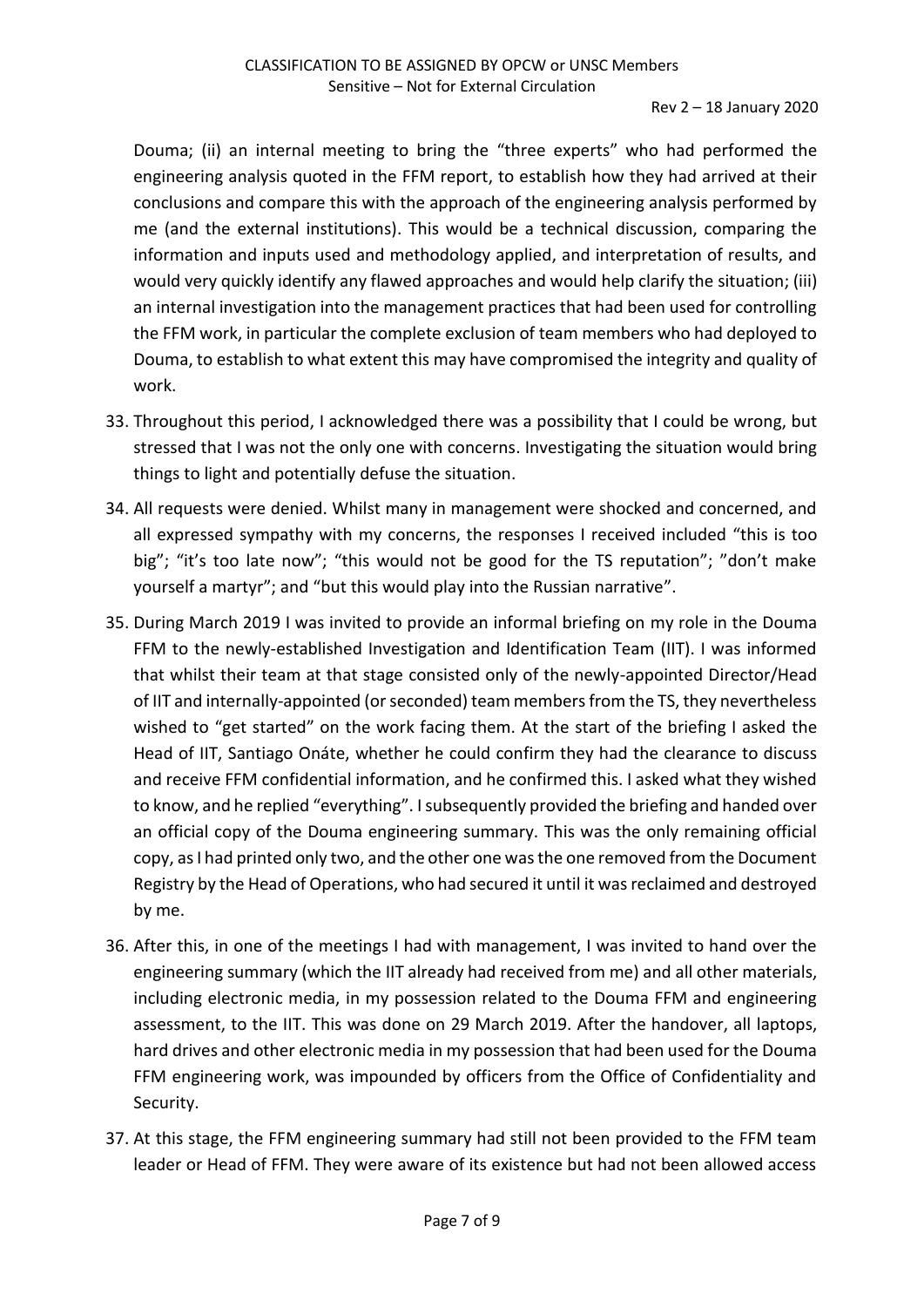Douma; (ii) an internal meeting to bring the "three experts" who had performed the engineering analysis quoted in the FFM report, to establish how they had arrived at their conclusions and compare this with the approach of the engineering analysis performed by me (and the external institutions). This would be a technical discussion, comparing the information and inputs used and methodology applied, and interpretation of results, and would very quickly identify any flawed approaches and would help clarify the situation; (iii) an internal investigation into the management practices that had been used for controlling the FFM work, in particular the complete exclusion of team members who had deployed to Douma, to establish to what extent this may have compromised the integrity and quality of work.

33. Throughout this period, I acknowledged there was a possibility that I could be wrong, but stressed that I was not the only one with concerns. Investigating the situation would bring things to light and potentially defuse the situation.

34. All requests were denied. Whilst many in management were shocked and concerned, and all expressed sympathy with my concerns, the responses I received included "this is too big"; "it's too late now"; "this would not be good for the TS reputation"; "don't make yourself a martyr"; and "but this would play into the Russian narrative".

35. During March 2019 I was invited to provide an informal briefing on my role in the Douma FFM to the newly-established Investigation and Identification Team (IIT). I was informed that whilst their team at that stage consisted only of the newly-appointed Director/Head of IIT and internally-appointed (or seconded) team members from the TS, they nevertheless wished to "get started" on the work facing them. At the start of the briefing I asked the Head of IIT, Santiago Onáte, whether he could confirm they had the clearance to discuss and receive FFM confidential information, and he confirmed this. I asked what they wished to know, and he replied "everything". I subsequently provided the briefing and handed over an official copy of the Douma engineering summary. This was the only remaining official copy, as I had printed only two, and the other one was the one removed from the Document Registry by the Head of Operations, who had secured it until it was reclaimed and destroyed by me.

36. After this, in one of the meetings I had with management, I was invited to hand over the engineering summary (which the IIT already had received from me) and all other materials, including electronic media, in my possession related to the Douma FFM and engineering assessment, to the IIT. This was done on 29 March 2019. After the handover, all laptops, hard drives and other electronic media in my possession that had been used for the Douma FFM engineering work, was impounded by officers from the Office of Confidentiality and Security.

37. At this stage, the FFM engineering summary had still not been provided to the FFM team leader or Head of FFM. They were aware of its existence but had not been allowed access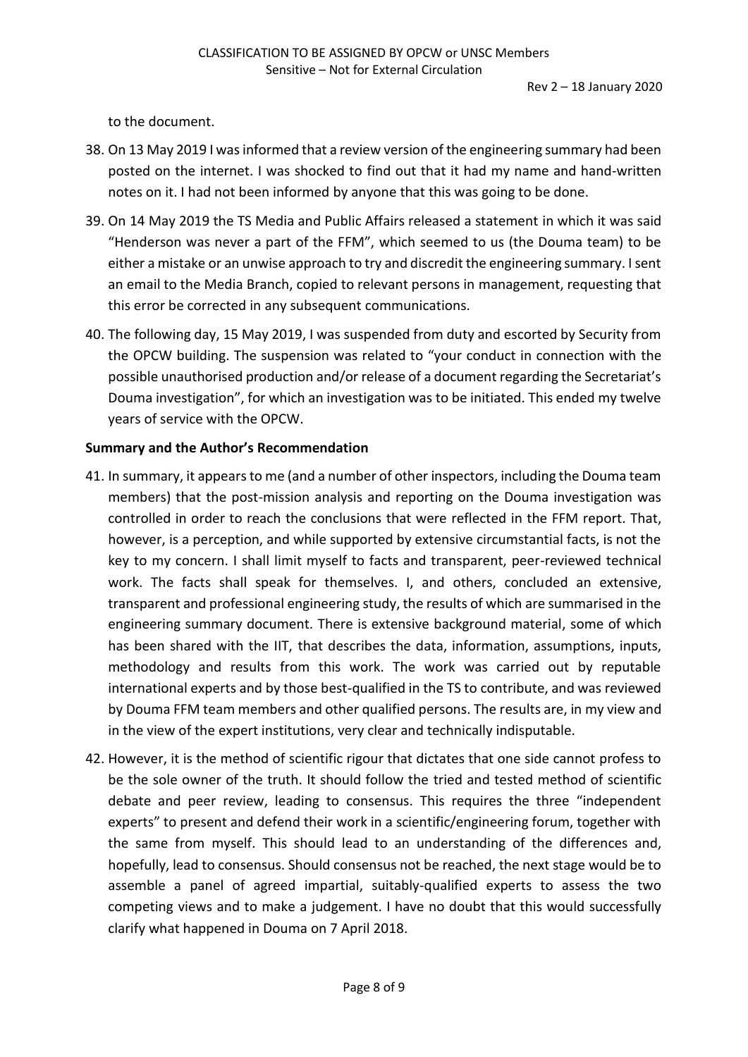to the document.

38. On 13 May 2019 I was informed that a review version of the engineering summary had been posted on the internet. I was shocked to find out that it had my name and hand-written notes on it. I had not been informed by anyone that this was going to be done.

39. On 14 May 2019 the TS Media and Public Affairs released a statement in which it was said "Henderson was never a part of the FFM", which seemed to us (the Douma team) to be either a mistake or an unwise approach to try and discredit the engineering summary. I sent an email to the Media Branch, copied to relevant persons in management, requesting that this error be corrected in any subsequent communications.

40. The following day, 15 May 2019, I was suspended from duty and escorted by Security from the OPCW building. The suspension was related to "your conduct in connection with the possible unauthorised production and/or release of a document regarding the Secretariat's Douma investigation", for which an investigation was to be initiated. This ended my twelve years of service with the OPCW.

**Summary and the Author's Recommendation**

41. In summary, it appears to me (and a number of other inspectors, including the Douma team members) that the post-mission analysis and reporting on the Douma investigation was controlled in order to reach the conclusions that were reflected in the FFM report. That, however, is a perception, and while supported by extensive circumstantial facts, is not the key to my concern. I shall limit myself to facts and transparent, peer-reviewed technical work. The facts shall speak for themselves. I, and others, concluded an extensive, transparent and professional engineering study, the results of which are summarised in the engineering summary document. There is extensive background material, some of which has been shared with the IIT, that describes the data, information, assumptions, inputs, methodology and results from this work. The work was carried out by reputable international experts and by those best-qualified in the TS to contribute, and was reviewed by Douma FFM team members and other qualified persons. The results are, in my view and in the view of the expert institutions, very clear and technically indisputable.

42. However, it is the method of scientific rigour that dictates that one side cannot profess to be the sole owner of the truth. It should follow the tried and tested method of scientific debate and peer review, leading to consensus. This requires the three "independent experts" to present and defend their work in a scientific/engineering forum, together with the same from myself. This should lead to an understanding of the differences and, hopefully, lead to consensus. Should consensus not be reached, the next stage would be to assemble a panel of agreed impartial, suitably-qualified experts to assess the two competing views and to make a judgement. I have no doubt that this would successfully clarify what happened in Douma on 7 April 2018.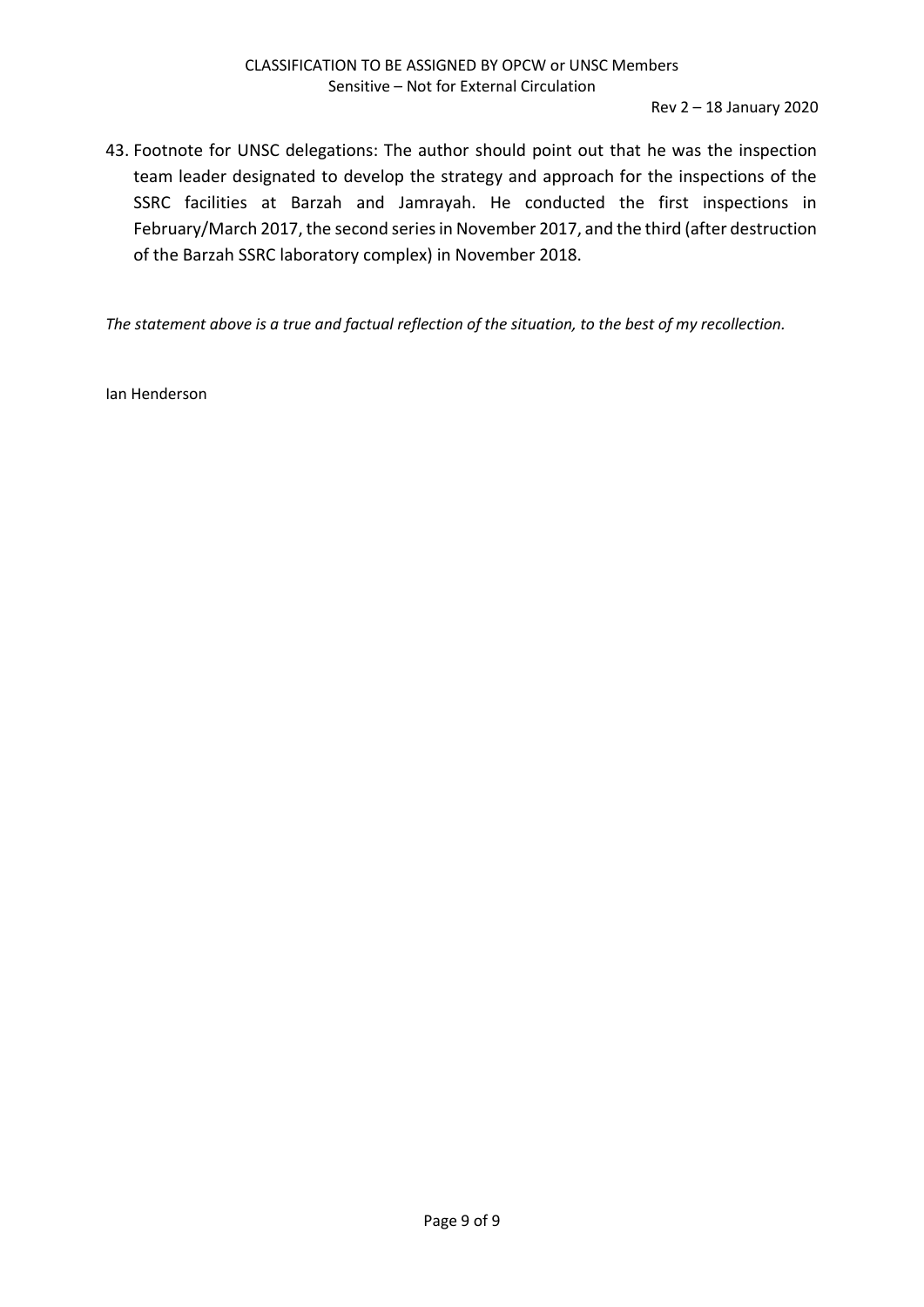43. Footnote for UNSC delegations: The author should point out that he was the inspection team leader designated to develop the strategy and approach for the inspections of the SSRC facilities at Barzah and Jamrayah. He conducted the first inspections in February/March 2017, the second series in November 2017, and the third (after destruction of the Barzah SSRC laboratory complex) in November 2018.

*The statement above is a true and factual reflection of the situation, to the best of my recollection.*

Ian Henderson